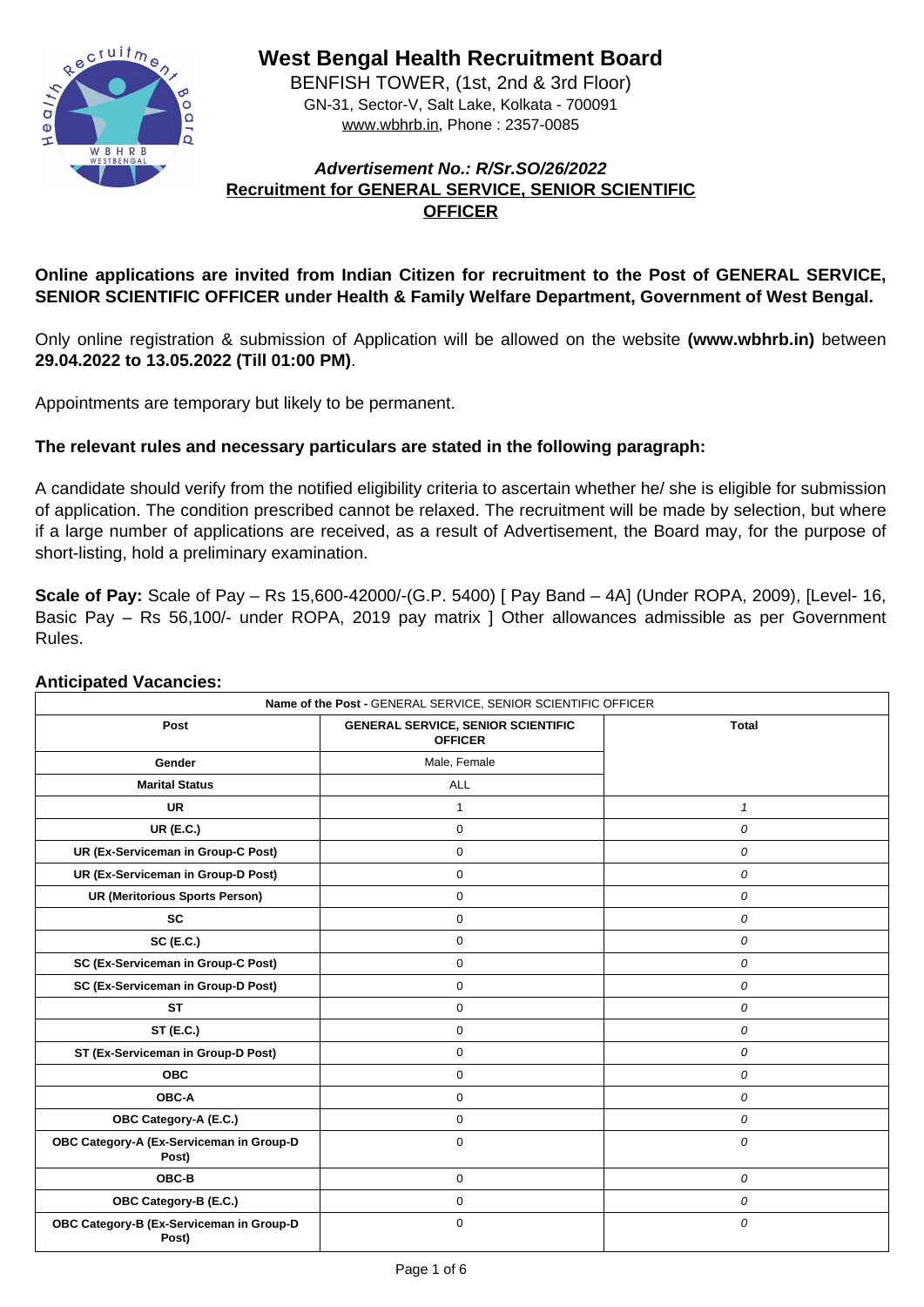# West Bengal Health Recruitment Board

BENFISH TOWER, (1st, 2nd & 3rd Floor)
GN-31, Sector-V, Salt Lake, Kolkata - 700091
www.wbhrb.in, Phone : 2357-0085

***Advertisement No.: R/Sr.SO/26/2022***

**Recruitment for GENERAL SERVICE, SENIOR SCIENTIFIC OFFICER**

**Online applications are invited from Indian Citizen for recruitment to the Post of GENERAL SERVICE, SENIOR SCIENTIFIC OFFICER under Health & Family Welfare Department, Government of West Bengal.**

Only online registration & submission of Application will be allowed on the website **(www.wbhrb.in)** between **29.04.2022 to 13.05.2022 (Till 01:00 PM)**.

Appointments are temporary but likely to be permanent.

**The relevant rules and necessary particulars are stated in the following paragraph:**

A candidate should verify from the notified eligibility criteria to ascertain whether he/ she is eligible for submission of application. The condition prescribed cannot be relaxed. The recruitment will be made by selection, but where if a large number of applications are received, as a result of Advertisement, the Board may, for the purpose of short-listing, hold a preliminary examination.

**Scale of Pay:** Scale of Pay – Rs 15,600-42000/-(G.P. 5400) [ Pay Band – 4A] (Under ROPA, 2009), [Level- 16, Basic Pay – Rs 56,100/- under ROPA, 2019 pay matrix ] Other allowances admissible as per Government Rules.

**Anticipated Vacancies:**

| **Name of the Post -** GENERAL SERVICE, SENIOR SCIENTIFIC OFFICER | | |
|---|---|---|
| **Post** | **GENERAL SERVICE, SENIOR SCIENTIFIC OFFICER** | **Total** |
| **Gender** | Male, Female | |
| **Marital Status** | ALL | |
| **UR** | 1 | *1* |
| **UR (E.C.)** | 0 | *0* |
| **UR (Ex-Serviceman in Group-C Post)** | 0 | *0* |
| **UR (Ex-Serviceman in Group-D Post)** | 0 | *0* |
| **UR (Meritorious Sports Person)** | 0 | *0* |
| **SC** | 0 | *0* |
| **SC (E.C.)** | 0 | *0* |
| **SC (Ex-Serviceman in Group-C Post)** | 0 | *0* |
| **SC (Ex-Serviceman in Group-D Post)** | 0 | *0* |
| **ST** | 0 | *0* |
| **ST (E.C.)** | 0 | *0* |
| **ST (Ex-Serviceman in Group-D Post)** | 0 | *0* |
| **OBC** | 0 | *0* |
| **OBC-A** | 0 | *0* |
| **OBC Category-A (E.C.)** | 0 | *0* |
| **OBC Category-A (Ex-Serviceman in Group-D Post)** | 0 | *0* |
| **OBC-B** | 0 | *0* |
| **OBC Category-B (E.C.)** | 0 | *0* |
| **OBC Category-B (Ex-Serviceman in Group-D Post)** | 0 | *0* |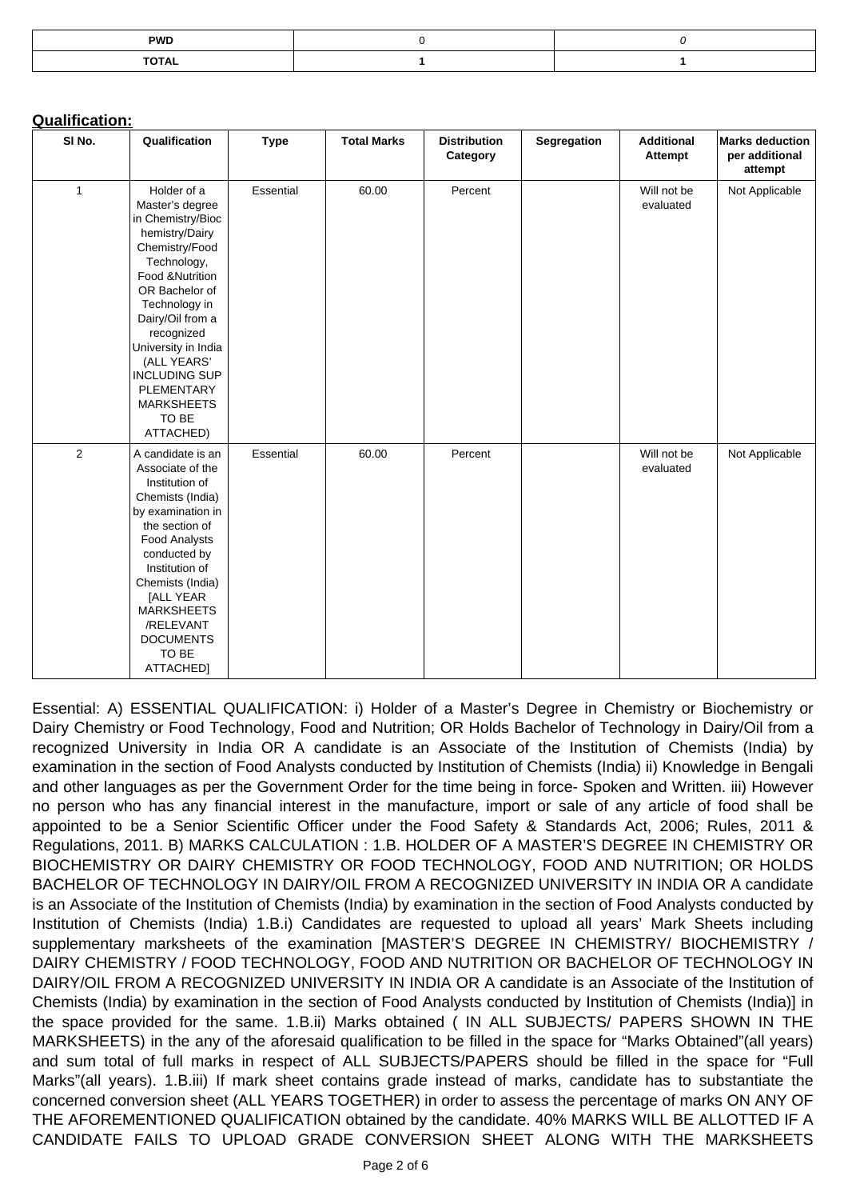| PWD | 0 | 0 |
|---|---|---|
| TOTAL | 1 | 1 |

**Qualification:**

| Sl No. | Qualification | Type | Total Marks | Distribution Category | Segregation | Additional Attempt | Marks deduction per additional attempt |
|---|---|---|---|---|---|---|---|
| 1 | Holder of a Master's degree in Chemistry/Biochemistry/Dairy Chemistry/Food Technology, Food &Nutrition OR Bachelor of Technology in Dairy/Oil from a recognized University in India (ALL YEARS' INCLUDING SUPPLEMENTARY MARKSHEETS TO BE ATTACHED) | Essential | 60.00 | Percent | | Will not be evaluated | Not Applicable |
| 2 | A candidate is an Associate of the Institution of Chemists (India) by examination in the section of Food Analysts conducted by Institution of Chemists (India) [ALL YEAR MARKSHEETS /RELEVANT DOCUMENTS TO BE ATTACHED] | Essential | 60.00 | Percent | | Will not be evaluated | Not Applicable |

Essential: A) ESSENTIAL QUALIFICATION: i) Holder of a Master's Degree in Chemistry or Biochemistry or Dairy Chemistry or Food Technology, Food and Nutrition; OR Holds Bachelor of Technology in Dairy/Oil from a recognized University in India OR A candidate is an Associate of the Institution of Chemists (India) by examination in the section of Food Analysts conducted by Institution of Chemists (India) ii) Knowledge in Bengali and other languages as per the Government Order for the time being in force- Spoken and Written. iii) However no person who has any financial interest in the manufacture, import or sale of any article of food shall be appointed to be a Senior Scientific Officer under the Food Safety & Standards Act, 2006; Rules, 2011 & Regulations, 2011. B) MARKS CALCULATION : 1.B. HOLDER OF A MASTER'S DEGREE IN CHEMISTRY OR BIOCHEMISTRY OR DAIRY CHEMISTRY OR FOOD TECHNOLOGY, FOOD AND NUTRITION; OR HOLDS BACHELOR OF TECHNOLOGY IN DAIRY/OIL FROM A RECOGNIZED UNIVERSITY IN INDIA OR A candidate is an Associate of the Institution of Chemists (India) by examination in the section of Food Analysts conducted by Institution of Chemists (India) 1.B.i) Candidates are requested to upload all years' Mark Sheets including supplementary marksheets of the examination [MASTER'S DEGREE IN CHEMISTRY/ BIOCHEMISTRY / DAIRY CHEMISTRY / FOOD TECHNOLOGY, FOOD AND NUTRITION OR BACHELOR OF TECHNOLOGY IN DAIRY/OIL FROM A RECOGNIZED UNIVERSITY IN INDIA OR A candidate is an Associate of the Institution of Chemists (India) by examination in the section of Food Analysts conducted by Institution of Chemists (India)] in the space provided for the same. 1.B.ii) Marks obtained ( IN ALL SUBJECTS/ PAPERS SHOWN IN THE MARKSHEETS) in the any of the aforesaid qualification to be filled in the space for "Marks Obtained"(all years) and sum total of full marks in respect of ALL SUBJECTS/PAPERS should be filled in the space for "Full Marks"(all years). 1.B.iii) If mark sheet contains grade instead of marks, candidate has to substantiate the concerned conversion sheet (ALL YEARS TOGETHER) in order to assess the percentage of marks ON ANY OF THE AFOREMENTIONED QUALIFICATION obtained by the candidate. 40% MARKS WILL BE ALLOTTED IF A CANDIDATE FAILS TO UPLOAD GRADE CONVERSION SHEET ALONG WITH THE MARKSHEETS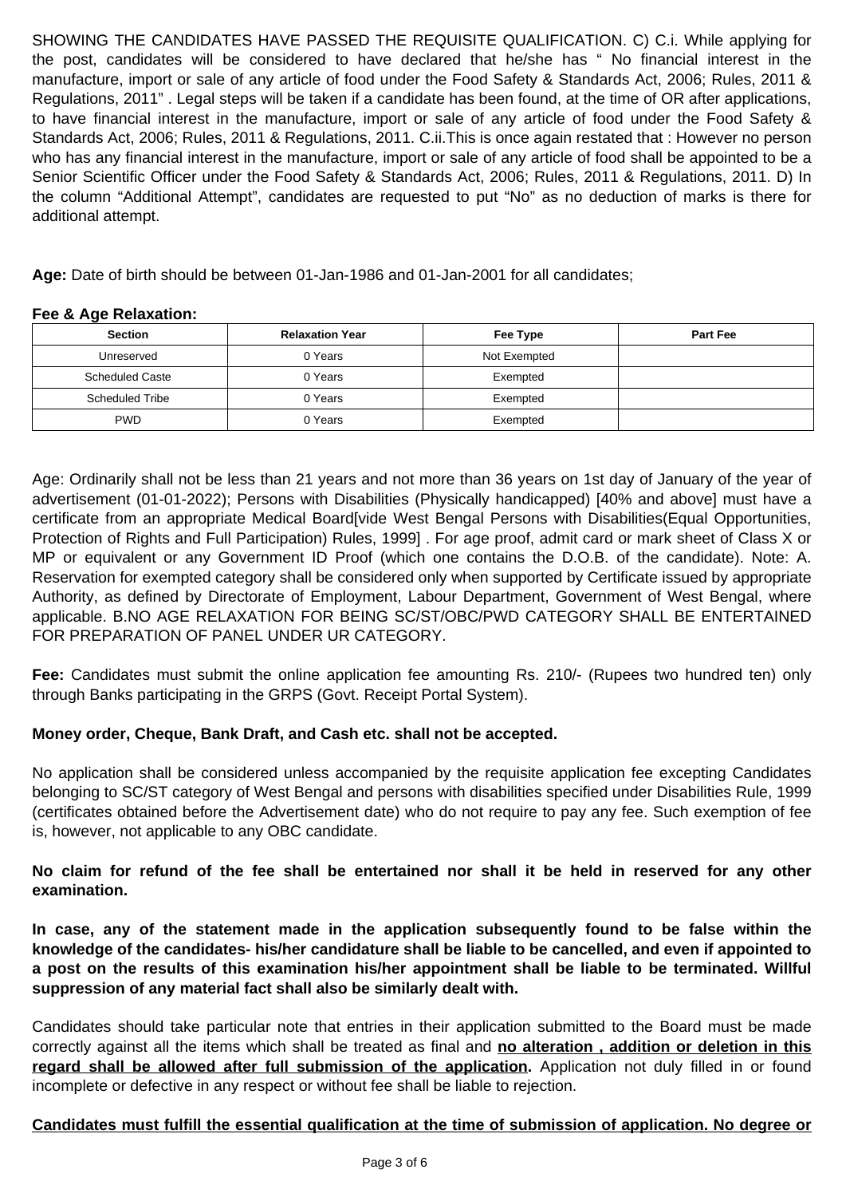SHOWING THE CANDIDATES HAVE PASSED THE REQUISITE QUALIFICATION. C) C.i. While applying for the post, candidates will be considered to have declared that he/she has " No financial interest in the manufacture, import or sale of any article of food under the Food Safety & Standards Act, 2006; Rules, 2011 & Regulations, 2011" . Legal steps will be taken if a candidate has been found, at the time of OR after applications, to have financial interest in the manufacture, import or sale of any article of food under the Food Safety & Standards Act, 2006; Rules, 2011 & Regulations, 2011. C.ii.This is once again restated that : However no person who has any financial interest in the manufacture, import or sale of any article of food shall be appointed to be a Senior Scientific Officer under the Food Safety & Standards Act, 2006; Rules, 2011 & Regulations, 2011. D) In the column "Additional Attempt", candidates are requested to put "No" as no deduction of marks is there for additional attempt.

**Age:** Date of birth should be between 01-Jan-1986 and 01-Jan-2001 for all candidates;

**Fee & Age Relaxation:**

| Section | Relaxation Year | Fee Type | Part Fee |
|---|---|---|---|
| Unreserved | 0 Years | Not Exempted | |
| Scheduled Caste | 0 Years | Exempted | |
| Scheduled Tribe | 0 Years | Exempted | |
| PWD | 0 Years | Exempted | |

Age: Ordinarily shall not be less than 21 years and not more than 36 years on 1st day of January of the year of advertisement (01-01-2022); Persons with Disabilities (Physically handicapped) [40% and above] must have a certificate from an appropriate Medical Board[vide West Bengal Persons with Disabilities(Equal Opportunities, Protection of Rights and Full Participation) Rules, 1999] . For age proof, admit card or mark sheet of Class X or MP or equivalent or any Government ID Proof (which one contains the D.O.B. of the candidate). Note: A. Reservation for exempted category shall be considered only when supported by Certificate issued by appropriate Authority, as defined by Directorate of Employment, Labour Department, Government of West Bengal, where applicable. B.NO AGE RELAXATION FOR BEING SC/ST/OBC/PWD CATEGORY SHALL BE ENTERTAINED FOR PREPARATION OF PANEL UNDER UR CATEGORY.

**Fee:** Candidates must submit the online application fee amounting Rs. 210/- (Rupees two hundred ten) only through Banks participating in the GRPS (Govt. Receipt Portal System).

**Money order, Cheque, Bank Draft, and Cash etc. shall not be accepted.**

No application shall be considered unless accompanied by the requisite application fee excepting Candidates belonging to SC/ST category of West Bengal and persons with disabilities specified under Disabilities Rule, 1999 (certificates obtained before the Advertisement date) who do not require to pay any fee. Such exemption of fee is, however, not applicable to any OBC candidate.

**No claim for refund of the fee shall be entertained nor shall it be held in reserved for any other examination.**

**In case, any of the statement made in the application subsequently found to be false within the knowledge of the candidates- his/her candidature shall be liable to be cancelled, and even if appointed to a post on the results of this examination his/her appointment shall be liable to be terminated. Willful suppression of any material fact shall also be similarly dealt with.**

Candidates should take particular note that entries in their application submitted to the Board must be made correctly against all the items which shall be treated as final and **no alteration , addition or deletion in this regard shall be allowed after full submission of the application.** Application not duly filled in or found incomplete or defective in any respect or without fee shall be liable to rejection.

**Candidates must fulfill the essential qualification at the time of submission of application. No degree or**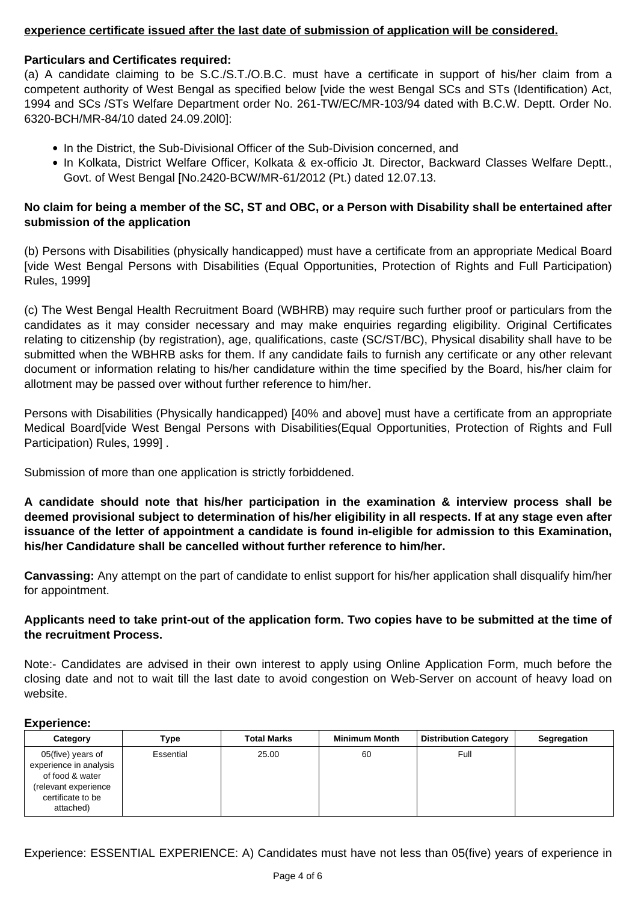**experience certificate issued after the last date of submission of application will be considered.**

**Particulars and Certificates required:**

(a) A candidate claiming to be S.C./S.T./O.B.C. must have a certificate in support of his/her claim from a competent authority of West Bengal as specified below [vide the west Bengal SCs and STs (Identification) Act, 1994 and SCs /STs Welfare Department order No. 261-TW/EC/MR-103/94 dated with B.C.W. Deptt. Order No. 6320-BCH/MR-84/10 dated 24.09.20l0]:

- In the District, the Sub-Divisional Officer of the Sub-Division concerned, and
- In Kolkata, District Welfare Officer, Kolkata & ex-officio Jt. Director, Backward Classes Welfare Deptt., Govt. of West Bengal [No.2420-BCW/MR-61/2012 (Pt.) dated 12.07.13.

**No claim for being a member of the SC, ST and OBC, or a Person with Disability shall be entertained after submission of the application**

(b) Persons with Disabilities (physically handicapped) must have a certificate from an appropriate Medical Board [vide West Bengal Persons with Disabilities (Equal Opportunities, Protection of Rights and Full Participation) Rules, 1999]

(c) The West Bengal Health Recruitment Board (WBHRB) may require such further proof or particulars from the candidates as it may consider necessary and may make enquiries regarding eligibility. Original Certificates relating to citizenship (by registration), age, qualifications, caste (SC/ST/BC), Physical disability shall have to be submitted when the WBHRB asks for them. If any candidate fails to furnish any certificate or any other relevant document or information relating to his/her candidature within the time specified by the Board, his/her claim for allotment may be passed over without further reference to him/her.

Persons with Disabilities (Physically handicapped) [40% and above] must have a certificate from an appropriate Medical Board[vide West Bengal Persons with Disabilities(Equal Opportunities, Protection of Rights and Full Participation) Rules, 1999] .

Submission of more than one application is strictly forbiddened.

**A candidate should note that his/her participation in the examination & interview process shall be deemed provisional subject to determination of his/her eligibility in all respects. If at any stage even after issuance of the letter of appointment a candidate is found in-eligible for admission to this Examination, his/her Candidature shall be cancelled without further reference to him/her.**

**Canvassing:** Any attempt on the part of candidate to enlist support for his/her application shall disqualify him/her for appointment.

**Applicants need to take print-out of the application form. Two copies have to be submitted at the time of the recruitment Process.**

Note:- Candidates are advised in their own interest to apply using Online Application Form, much before the closing date and not to wait till the last date to avoid congestion on Web-Server on account of heavy load on website.

**Experience:**

| Category | Type | Total Marks | Minimum Month | Distribution Category | Segregation |
|---|---|---|---|---|---|
| 05(five) years of experience in analysis of food & water (relevant experience certificate to be attached) | Essential | 25.00 | 60 | Full | |

Experience: ESSENTIAL EXPERIENCE: A) Candidates must have not less than 05(five) years of experience in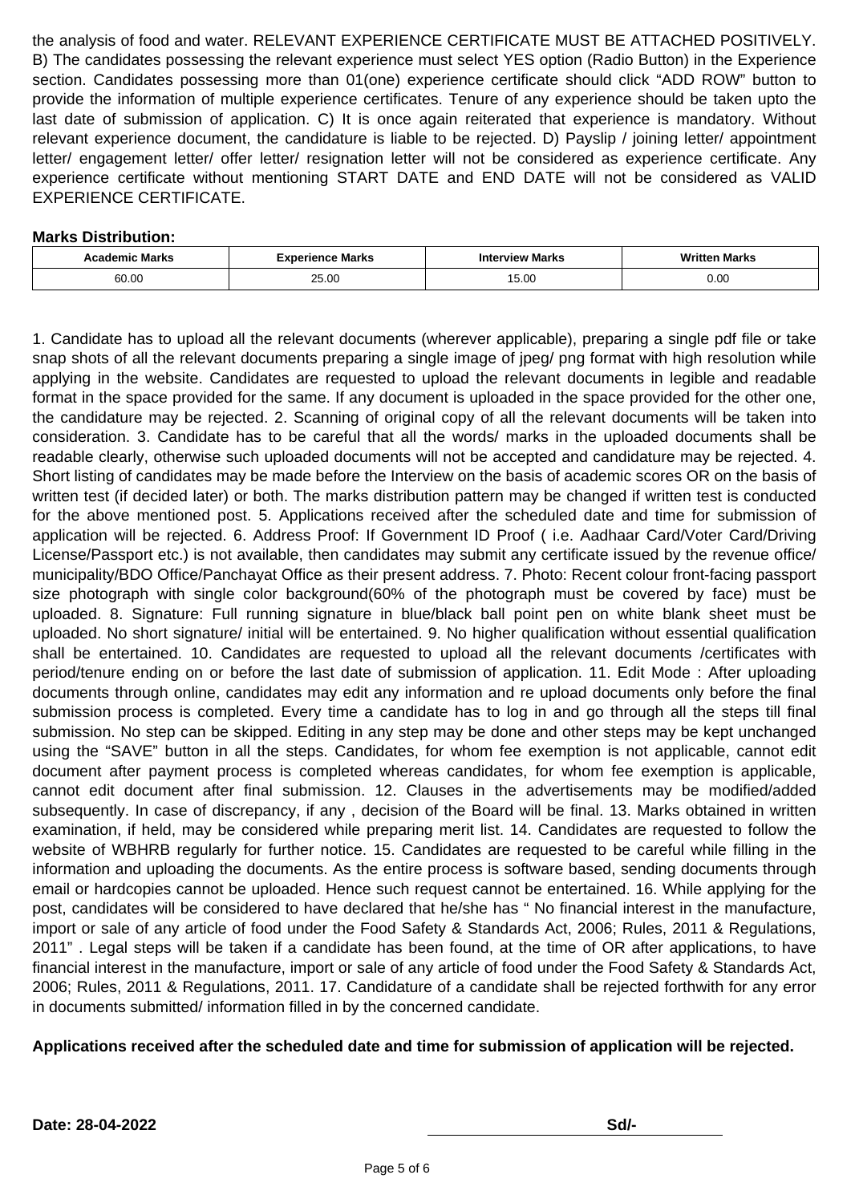the analysis of food and water. RELEVANT EXPERIENCE CERTIFICATE MUST BE ATTACHED POSITIVELY. B) The candidates possessing the relevant experience must select YES option (Radio Button) in the Experience section. Candidates possessing more than 01(one) experience certificate should click "ADD ROW" button to provide the information of multiple experience certificates. Tenure of any experience should be taken upto the last date of submission of application. C) It is once again reiterated that experience is mandatory. Without relevant experience document, the candidature is liable to be rejected. D) Payslip / joining letter/ appointment letter/ engagement letter/ offer letter/ resignation letter will not be considered as experience certificate. Any experience certificate without mentioning START DATE and END DATE will not be considered as VALID EXPERIENCE CERTIFICATE.

**Marks Distribution:**

| Academic Marks | Experience Marks | Interview Marks | Written Marks |
|---|---|---|---|
| 60.00 | 25.00 | 15.00 | 0.00 |

1. Candidate has to upload all the relevant documents (wherever applicable), preparing a single pdf file or take snap shots of all the relevant documents preparing a single image of jpeg/ png format with high resolution while applying in the website. Candidates are requested to upload the relevant documents in legible and readable format in the space provided for the same. If any document is uploaded in the space provided for the other one, the candidature may be rejected. 2. Scanning of original copy of all the relevant documents will be taken into consideration. 3. Candidate has to be careful that all the words/ marks in the uploaded documents shall be readable clearly, otherwise such uploaded documents will not be accepted and candidature may be rejected. 4. Short listing of candidates may be made before the Interview on the basis of academic scores OR on the basis of written test (if decided later) or both. The marks distribution pattern may be changed if written test is conducted for the above mentioned post. 5. Applications received after the scheduled date and time for submission of application will be rejected. 6. Address Proof: If Government ID Proof ( i.e. Aadhaar Card/Voter Card/Driving License/Passport etc.) is not available, then candidates may submit any certificate issued by the revenue office/ municipality/BDO Office/Panchayat Office as their present address. 7. Photo: Recent colour front-facing passport size photograph with single color background(60% of the photograph must be covered by face) must be uploaded. 8. Signature: Full running signature in blue/black ball point pen on white blank sheet must be uploaded. No short signature/ initial will be entertained. 9. No higher qualification without essential qualification shall be entertained. 10. Candidates are requested to upload all the relevant documents /certificates with period/tenure ending on or before the last date of submission of application. 11. Edit Mode : After uploading documents through online, candidates may edit any information and re upload documents only before the final submission process is completed. Every time a candidate has to log in and go through all the steps till final submission. No step can be skipped. Editing in any step may be done and other steps may be kept unchanged using the "SAVE" button in all the steps. Candidates, for whom fee exemption is not applicable, cannot edit document after payment process is completed whereas candidates, for whom fee exemption is applicable, cannot edit document after final submission. 12. Clauses in the advertisements may be modified/added subsequently. In case of discrepancy, if any , decision of the Board will be final. 13. Marks obtained in written examination, if held, may be considered while preparing merit list. 14. Candidates are requested to follow the website of WBHRB regularly for further notice. 15. Candidates are requested to be careful while filling in the information and uploading the documents. As the entire process is software based, sending documents through email or hardcopies cannot be uploaded. Hence such request cannot be entertained. 16. While applying for the post, candidates will be considered to have declared that he/she has " No financial interest in the manufacture, import or sale of any article of food under the Food Safety & Standards Act, 2006; Rules, 2011 & Regulations, 2011" . Legal steps will be taken if a candidate has been found, at the time of OR after applications, to have financial interest in the manufacture, import or sale of any article of food under the Food Safety & Standards Act, 2006; Rules, 2011 & Regulations, 2011. 17. Candidature of a candidate shall be rejected forthwith for any error in documents submitted/ information filled in by the concerned candidate.

**Applications received after the scheduled date and time for submission of application will be rejected.**

**Date: 28-04-2022** **Sd/-**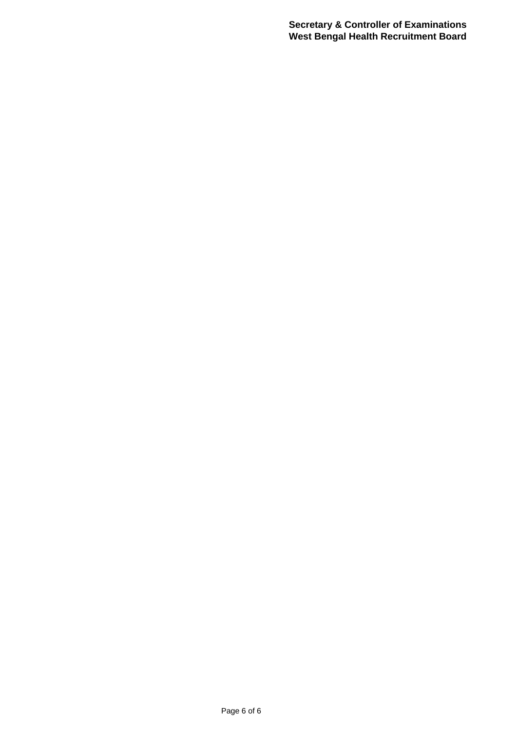**Secretary & Controller of Examinations**
**West Bengal Health Recruitment Board**